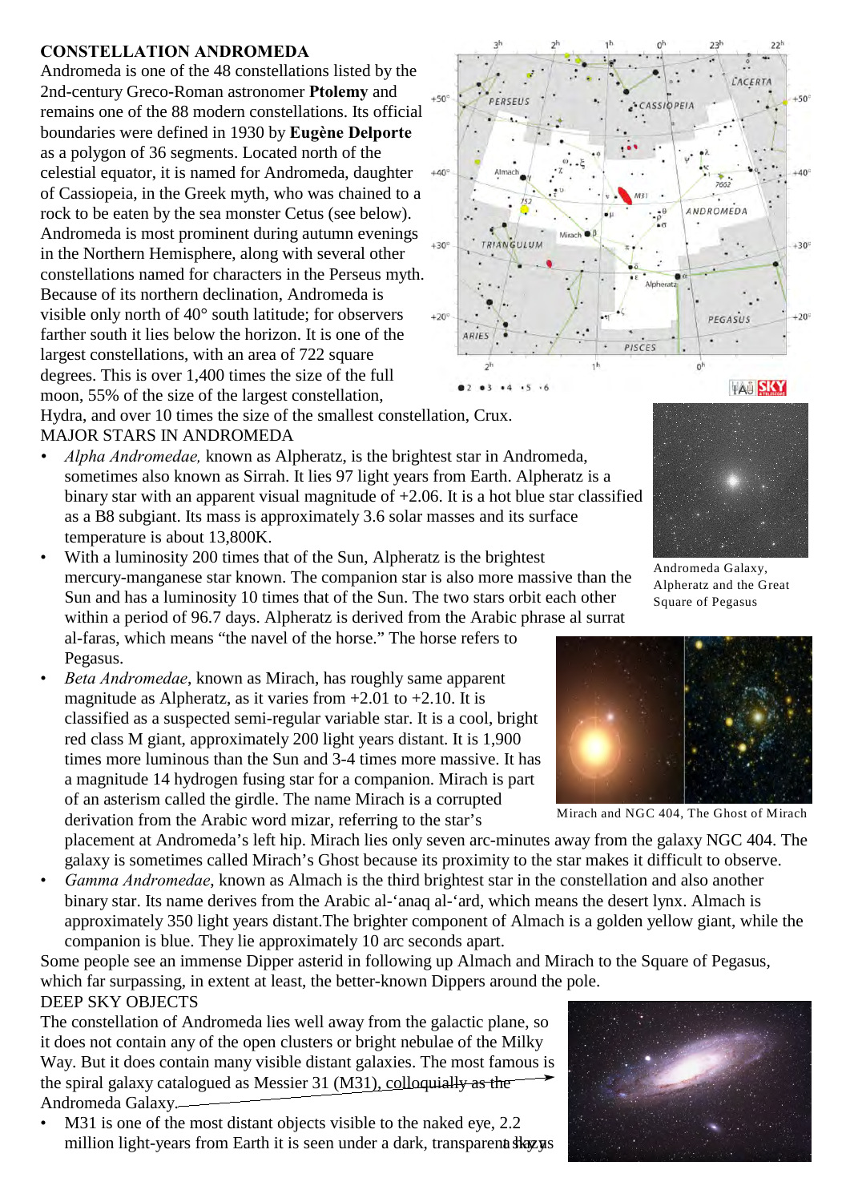# CONSTELLATION ANDROMEDA

Andromeda is one of the 48 constellations listed by the 2nd-century Greco-Roman astronomer **Ptolemy** and remains one of the 88 modern constellations. Its official boundaries were defined in 1930 by **Eugène Delporte** as a polygon of 36 segments. Located north of the celestial equator, it is named for Andromeda, daughter of Cassiopeia, in the Greek myth, who was chained to a rock to be eaten by the sea monster Cetus (see below). Andromeda is most prominent during autumn evenings in the Northern Hemisphere, along with several other constellations named for characters in the Perseus myth. Because of its northern declination, Andromeda is visible only north of 40° south latitude; for observers farther south it lies below the horizon. It is one of the largest constellations, with an area of 722 square degrees. This is over 1,400 times the size of the full moon, 55% of the size of the largest constellation, Hydra, and over 10 times the size of the smallest constellation, Crux.

## MAJOR STARS IN ANDROMEDA

- *Alpha Andromedae,* known as Alpheratz, is the brightest star in Andromeda, sometimes also known as Sirrah. It lies 97 light years from Earth. Alpheratz is a binary star with an apparent visual magnitude of +2.06. It is a hot blue star classified as a B8 subgiant. Its mass is approximately 3.6 solar masses and its surface temperature is about 13,800K.
- With a luminosity 200 times that of the Sun, Alpheratz is the brightest mercury-manganese star known. The companion star is also more massive than the Sun and has a luminosity 10 times that of the Sun. The two stars orbit each other within a period of 96.7 days. Alpheratz is derived from the Arabic phrase al surrat al-faras, which means "the navel of the horse." The horse refers to Pegasus.

Andromeda Galaxy, Alpheratz and the Great Square of Pegasus

- *Beta Andromedae*, known as Mirach, has roughly same apparent magnitude as Alpheratz, as it varies from +2.01 to +2.10. It is classified as a suspected semi-regular variable star. It is a cool, bright red class M giant, approximately 200 light years distant. It is 1,900 times more luminous than the Sun and 3-4 times more massive. It has a magnitude 14 hydrogen fusing star for a companion. Mirach is part of an asterism called the girdle. The name Mirach is a corrupted derivation from the Arabic word mizar, referring to the star's placement at Andromeda's left hip. Mirach lies only seven arc-minutes away from the galaxy NGC 404. The galaxy is sometimes called Mirach's Ghost because its proximity to the star makes it difficult to observe.

Mirach and NGC 404, The Ghost of Mirach

- *Gamma Andromedae*, known as Almach is the third brightest star in the constellation and also another binary star. Its name derives from the Arabic al-'anaq al-'ard, which means the desert lynx. Almach is approximately 350 light years distant.The brighter component of Almach is a golden yellow giant, while the companion is blue. They lie approximately 10 arc seconds apart.

Some people see an immense Dipper asterid in following up Almach and Mirach to the Square of Pegasus, which far surpassing, in extent at least, the better-known Dippers around the pole.

## DEEP SKY OBJECTS

The constellation of Andromeda lies well away from the galactic plane, so it does not contain any of the open clusters or bright nebulae of the Milky Way. But it does contain many visible distant galaxies. The most famous is the spiral galaxy catalogued as Messier 31 (M31), colloquially as the Andromeda Galaxy.

- M31 is one of the most distant objects visible to the naked eye, 2.2 million light-years from Earth it is seen under a dark, transparent sky as a hazy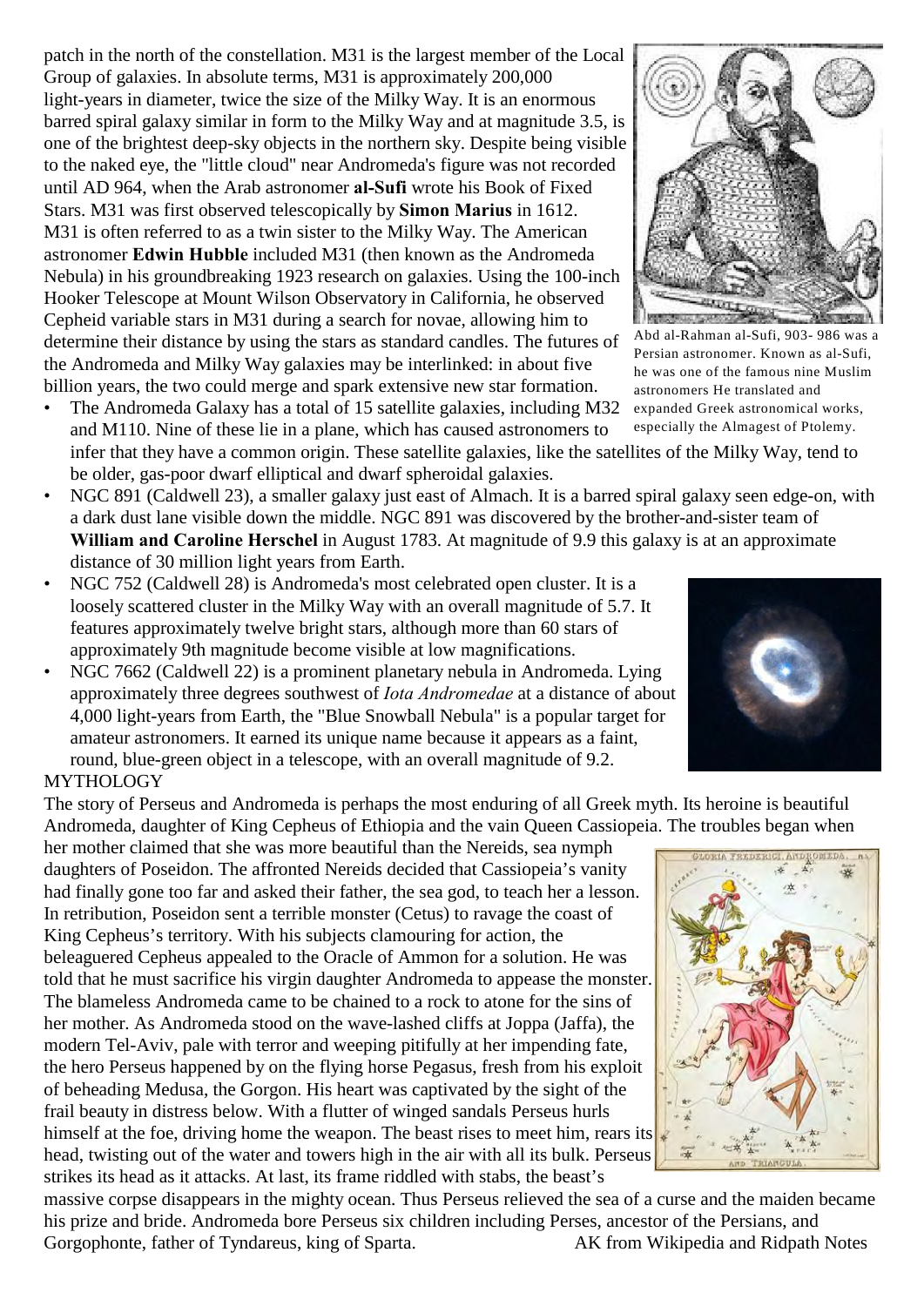patch in the north of the constellation. M31 is the largest member of the Local Group of galaxies. In absolute terms, M31 is approximately 200,000 light-years in diameter, twice the size of the Milky Way. It is an enormous barred spiral galaxy similar in form to the Milky Way and at magnitude 3.5, is one of the brightest deep-sky objects in the northern sky. Despite being visible to the naked eye, the "little cloud" near Andromeda's figure was not recorded until AD 964, when the Arab astronomer **al-Sufi** wrote his Book of Fixed Stars. M31 was first observed telescopically by **Simon Marius** in 1612. M31 is often referred to as a twin sister to the Milky Way. The American astronomer **Edwin Hubble** included M31 (then known as the Andromeda Nebula) in his groundbreaking 1923 research on galaxies. Using the 100-inch Hooker Telescope at Mount Wilson Observatory in California, he observed Cepheid variable stars in M31 during a search for novae, allowing him to determine their distance by using the stars as standard candles. The futures of the Andromeda and Milky Way galaxies may be interlinked: in about five billion years, the two could merge and spark extensive new star formation.

Abd al-Rahman al-Sufi, 903- 986 was a Persian astronomer. Known as al-Sufi, he was one of the famous nine Muslim astronomers He translated and expanded Greek astronomical works, especially the Almagest of Ptolemy.

- The Andromeda Galaxy has a total of 15 satellite galaxies, including M32 and M110. Nine of these lie in a plane, which has caused astronomers to infer that they have a common origin. These satellite galaxies, like the satellites of the Milky Way, tend to be older, gas-poor dwarf elliptical and dwarf spheroidal galaxies.
- NGC 891 (Caldwell 23), a smaller galaxy just east of Almach. It is a barred spiral galaxy seen edge-on, with a dark dust lane visible down the middle. NGC 891 was discovered by the brother-and-sister team of **William and Caroline Herschel** in August 1783. At magnitude of 9.9 this galaxy is at an approximate distance of 30 million light years from Earth.
- NGC 752 (Caldwell 28) is Andromeda's most celebrated open cluster. It is a loosely scattered cluster in the Milky Way with an overall magnitude of 5.7. It features approximately twelve bright stars, although more than 60 stars of approximately 9th magnitude become visible at low magnifications.
- NGC 7662 (Caldwell 22) is a prominent planetary nebula in Andromeda. Lying approximately three degrees southwest of *Iota Andromedae* at a distance of about 4,000 light-years from Earth, the "Blue Snowball Nebula" is a popular target for amateur astronomers. It earned its unique name because it appears as a faint, round, blue-green object in a telescope, with an overall magnitude of 9.2.

## MYTHOLOGY

The story of Perseus and Andromeda is perhaps the most enduring of all Greek myth. Its heroine is beautiful Andromeda, daughter of King Cepheus of Ethiopia and the vain Queen Cassiopeia. The troubles began when her mother claimed that she was more beautiful than the Nereids, sea nymph daughters of Poseidon. The affronted Nereids decided that Cassiopeia's vanity had finally gone too far and asked their father, the sea god, to teach her a lesson. In retribution, Poseidon sent a terrible monster (Cetus) to ravage the coast of King Cepheus's territory. With his subjects clamouring for action, the beleaguered Cepheus appealed to the Oracle of Ammon for a solution. He was told that he must sacrifice his virgin daughter Andromeda to appease the monster. The blameless Andromeda came to be chained to a rock to atone for the sins of her mother. As Andromeda stood on the wave-lashed cliffs at Joppa (Jaffa), the modern Tel-Aviv, pale with terror and weeping pitifully at her impending fate, the hero Perseus happened by on the flying horse Pegasus, fresh from his exploit of beheading Medusa, the Gorgon. His heart was captivated by the sight of the frail beauty in distress below. With a flutter of winged sandals Perseus hurls himself at the foe, driving home the weapon. The beast rises to meet him, rears its head, twisting out of the water and towers high in the air with all its bulk. Perseus strikes its head as it attacks. At last, its frame riddled with stabs, the beast's massive corpse disappears in the mighty ocean. Thus Perseus relieved the sea of a curse and the maiden became his prize and bride. Andromeda bore Perseus six children including Perses, ancestor of the Persians, and Gorgophonte, father of Tyndareus, king of Sparta.

AK from Wikipedia and Ridpath Notes